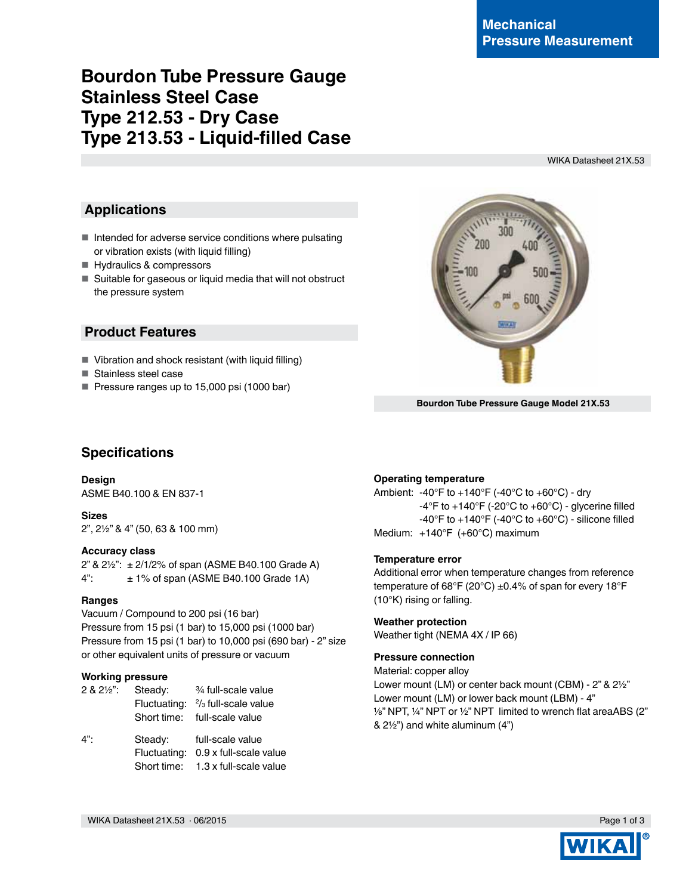Mechanical Pressure Measurement

# Bourdon Tube Pressure Gauge Stainless Steel Case Type 212.53 - Dry Case Type 213.53 - Liquid-filled Case

WIKA Datasheet 21X.53

## Applications

- Intended for adverse service conditions where pulsating or vibration exists (with liquid filling)
- Hydraulics & compressors
- Suitable for gaseous or liquid media that will not obstruct the pressure system

## Product Features

- Vibration and shock resistant (with liquid filling)
- Stainless steel case
- Pressure ranges up to 15,000 psi (1000 bar)

Bourdon Tube Pressure Gauge Model 21X.53

## Specifications

### Design

ASME B40.100 & EN 837-1

### Sizes

2", 2½" & 4" (50, 63 & 100 mm)

### Accuracy class

2" & 2½": ± 2/1/2% of span (ASME B40.100 Grade A)
4": ± 1% of span (ASME B40.100 Grade 1A)

### Ranges

Vacuum / Compound to 200 psi (16 bar)
Pressure from 15 psi (1 bar) to 15,000 psi (1000 bar)
Pressure from 15 psi (1 bar) to 10,000 psi (690 bar) - 2" size
or other equivalent units of pressure or vacuum

### Working pressure

| | | |
|---|---|---|
| 2 & 2½": | Steady: | ¾ full-scale value |
| | Fluctuating: | ⅔ full-scale value |
| | Short time: | full-scale value |
| 4": | Steady: | full-scale value |
| | Fluctuating: | 0.9 x full-scale value |
| | Short time: | 1.3 x full-scale value |

### Operating temperature

Ambient: -40°F to +140°F (-40°C to +60°C) - dry
-4°F to +140°F (-20°C to +60°C) - glycerine filled
-40°F to +140°F (-40°C to +60°C) - silicone filled
Medium: +140°F (+60°C) maximum

### Temperature error

Additional error when temperature changes from reference temperature of 68°F (20°C) ±0.4% of span for every 18°F (10°K) rising or falling.

### Weather protection

Weather tight (NEMA 4X / IP 66)

### Pressure connection

Material: copper alloy
Lower mount (LM) or center back mount (CBM) - 2" & 2½"
Lower mount (LM) or lower back mount (LBM) - 4"
⅛" NPT, ¼" NPT or ½" NPT limited to wrench flat areaABS (2" & 2½") and white aluminum (4")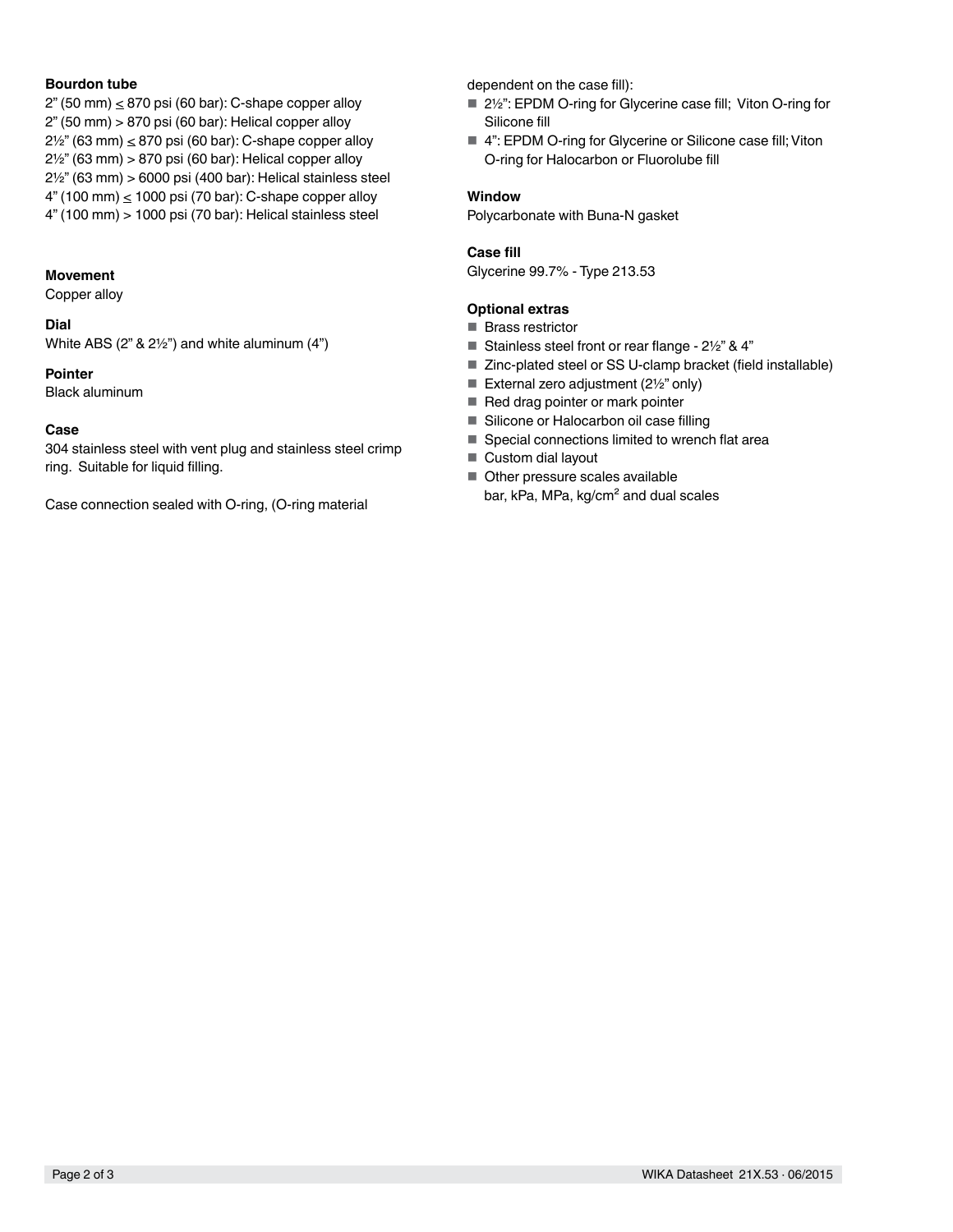**Bourdon tube**

2" (50 mm) ≤ 870 psi (60 bar): C-shape copper alloy
2" (50 mm) > 870 psi (60 bar): Helical copper alloy
2½" (63 mm) ≤ 870 psi (60 bar): C-shape copper alloy
2½" (63 mm) > 870 psi (60 bar): Helical copper alloy
2½" (63 mm) > 6000 psi (400 bar): Helical stainless steel
4" (100 mm) ≤ 1000 psi (70 bar): C-shape copper alloy
4" (100 mm) > 1000 psi (70 bar): Helical stainless steel

**Movement**

Copper alloy

**Dial**

White ABS (2" & 2½") and white aluminum (4")

**Pointer**

Black aluminum

**Case**

304 stainless steel with vent plug and stainless steel crimp ring. Suitable for liquid filling.

Case connection sealed with O-ring, (O-ring material dependent on the case fill):

- 2½": EPDM O-ring for Glycerine case fill; Viton O-ring for Silicone fill
- 4": EPDM O-ring for Glycerine or Silicone case fill; Viton O-ring for Halocarbon or Fluorolube fill

**Window**

Polycarbonate with Buna-N gasket

**Case fill**

Glycerine 99.7% - Type 213.53

**Optional extras**

- Brass restrictor
- Stainless steel front or rear flange - 2½" & 4"
- Zinc-plated steel or SS U-clamp bracket (field installable)
- External zero adjustment (2½" only)
- Red drag pointer or mark pointer
- Silicone or Halocarbon oil case filling
- Special connections limited to wrench flat area
- Custom dial layout
- Other pressure scales available
  bar, kPa, MPa, kg/cm² and dual scales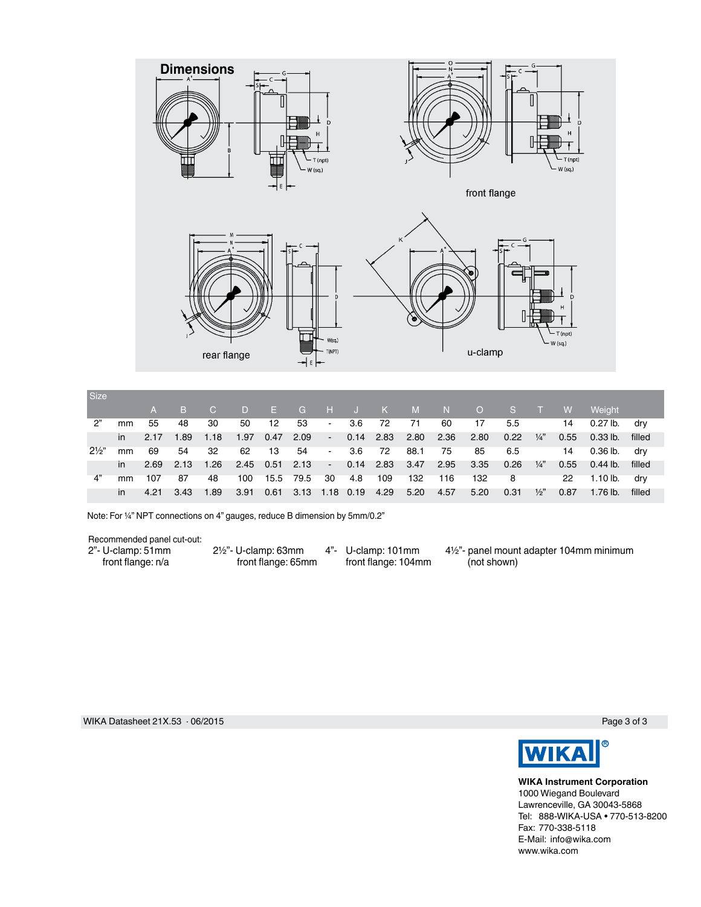## Dimensions

front flange

rear flange

u-clamp

| Size | | A | B | C | D | E | G | H | J | K | M | N | O | S | T | W | Weight | |
|---|---|---|---|---|---|---|---|---|---|---|---|---|---|---|---|---|---|---|
| 2" | mm | 55 | 48 | 30 | 50 | 12 | 53 | - | 3.6 | 72 | 71 | 60 | 17 | 5.5 | | 14 | 0.27 lb. | dry |
| | in | 2.17 | 1.89 | 1.18 | 1.97 | 0.47 | 2.09 | - | 0.14 | 2.83 | 2.80 | 2.36 | 2.80 | 0.22 | ¼" | 0.55 | 0.33 lb. | filled |
| 2½" | mm | 69 | 54 | 32 | 62 | 13 | 54 | - | 3.6 | 72 | 88.1 | 75 | 85 | 6.5 | | 14 | 0.36 lb. | dry |
| | in | 2.69 | 2.13 | 1.26 | 2.45 | 0.51 | 2.13 | - | 0.14 | 2.83 | 3.47 | 2.95 | 3.35 | 0.26 | ¼" | 0.55 | 0.44 lb. | filled |
| 4" | mm | 107 | 87 | 48 | 100 | 15.5 | 79.5 | 30 | 4.8 | 109 | 132 | 116 | 132 | 8 | | 22 | 1.10 lb. | dry |
| | in | 4.21 | 3.43 | 1.89 | 3.91 | 0.61 | 3.13 | 1.18 | 0.19 | 4.29 | 5.20 | 4.57 | 5.20 | 0.31 | ½" | 0.87 | 1.76 lb. | filled |

Note: For ¼" NPT connections on 4" gauges, reduce B dimension by 5mm/0.2"

Recommended panel cut-out:

- 2"- U-clamp: 51mm
  front flange: n/a
- 2½"- U-clamp: 63mm
  front flange: 65mm
- 4"- U-clamp: 101mm
  front flange: 104mm
- 4½"- panel mount adapter 104mm minimum
  (not shown)

WIKA

**WIKA Instrument Corporation**
1000 Wiegand Boulevard
Lawrenceville, GA 30043-5868
Tel: 888-WIKA-USA • 770-513-8200
Fax: 770-338-5118
E-Mail: info@wika.com
www.wika.com